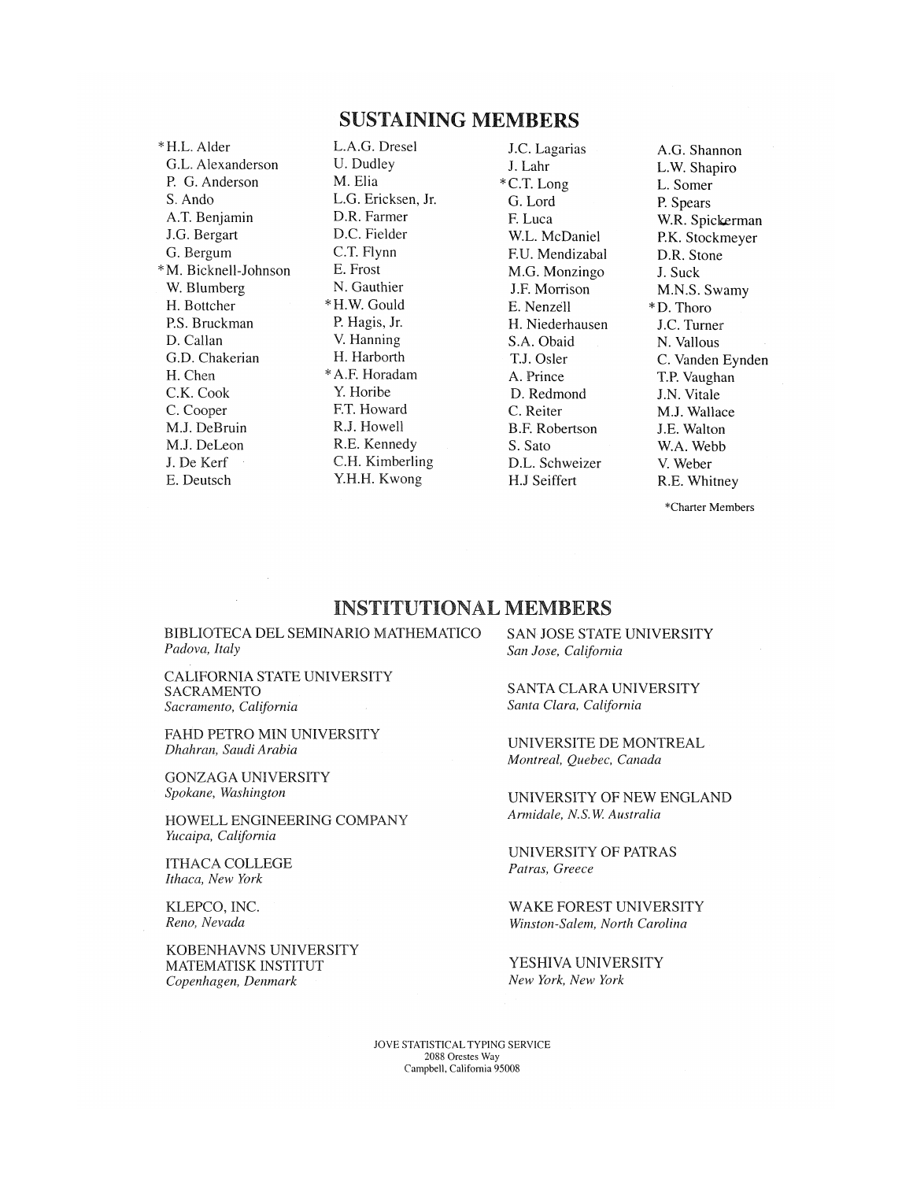## SUSTAINING MEMBERS

*H.L. Alder
G.L. Alexanderson
P. G. Anderson
S. Ando
A.T. Benjamin
J.G. Bergart
G. Bergum
*M. Bicknell-Johnson
W. Blumberg
H. Bottcher
P.S. Bruckman
D. Callan
G.D. Chakerian
H. Chen
C.K. Cook
C. Cooper
M.J. DeBruin
M.J. DeLeon
J. De Kerf
E. Deutsch
L.A.G. Dresel
U. Dudley
M. Elia
L.G. Ericksen, Jr.
D.R. Farmer
D.C. Fielder
C.T. Flynn
E. Frost
N. Gauthier
*H.W. Gould
P. Hagis, Jr.
V. Hanning
H. Harborth
*A.F. Horadam
Y. Horibe
F.T. Howard
R.J. Howell
R.E. Kennedy
C.H. Kimberling
Y.H.H. Kwong
J.C. Lagarias
J. Lahr
*C.T. Long
G. Lord
F. Luca
W.L. McDaniel
F.U. Mendizabal
M.G. Monzingo
J.F. Morrison
E. Nenzell
H. Niederhausen
S.A. Obaid
T.J. Osler
A. Prince
D. Redmond
C. Reiter
B.F. Robertson
S. Sato
D.L. Schweizer
H.J Seiffert
A.G. Shannon
L.W. Shapiro
L. Somer
P. Spears
W.R. Spickerman
P.K. Stockmeyer
D.R. Stone
J. Suck
M.N.S. Swamy
*D. Thoro
J.C. Turner
N. Vallous
C. Vanden Eynden
T.P. Vaughan
J.N. Vitale
M.J. Wallace
J.E. Walton
W.A. Webb
V. Weber
R.E. Whitney

*Charter Members

## INSTITUTIONAL MEMBERS

BIBLIOTECA DEL SEMINARIO MATHEMATICO
*Padova, Italy*

CALIFORNIA STATE UNIVERSITY SACRAMENTO
*Sacramento, California*

FAHD PETRO MIN UNIVERSITY
*Dhahran, Saudi Arabia*

GONZAGA UNIVERSITY
*Spokane, Washington*

HOWELL ENGINEERING COMPANY
*Yucaipa, California*

ITHACA COLLEGE
*Ithaca, New York*

KLEPCO, INC.
*Reno, Nevada*

KOBENHAVNS UNIVERSITY MATEMATISK INSTITUT
*Copenhagen, Denmark*

SAN JOSE STATE UNIVERSITY
*San Jose, California*

SANTA CLARA UNIVERSITY
*Santa Clara, California*

UNIVERSITE DE MONTREAL
*Montreal, Quebec, Canada*

UNIVERSITY OF NEW ENGLAND
*Armidale, N.S.W. Australia*

UNIVERSITY OF PATRAS
*Patras, Greece*

WAKE FOREST UNIVERSITY
*Winston-Salem, North Carolina*

YESHIVA UNIVERSITY
*New York, New York*

JOVE STATISTICAL TYPING SERVICE
2088 Orestes Way
Campbell, California 95008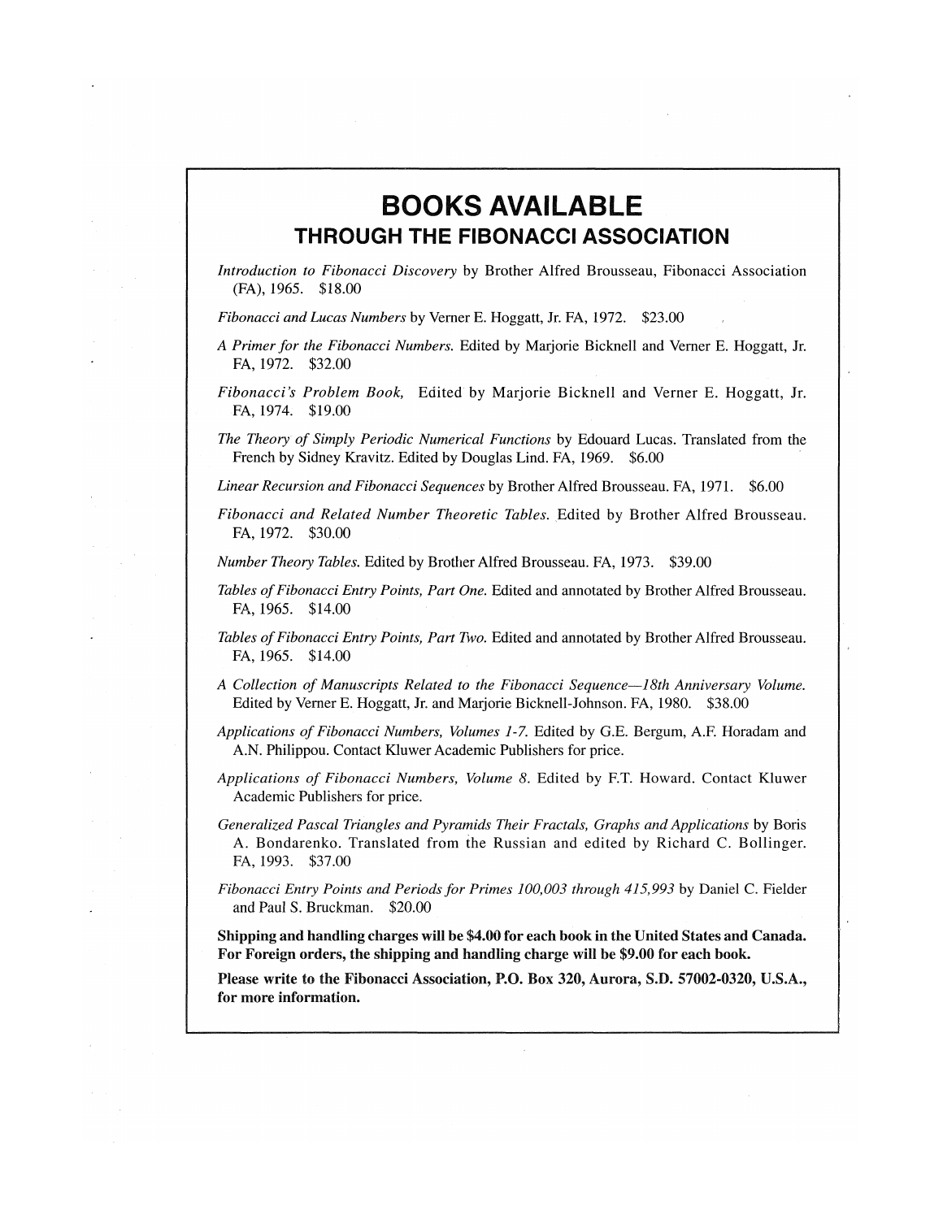# BOOKS AVAILABLE

## THROUGH THE FIBONACCI ASSOCIATION

*Introduction to Fibonacci Discovery* by Brother Alfred Brousseau, Fibonacci Association (FA), 1965. $18.00

*Fibonacci and Lucas Numbers* by Verner E. Hoggatt, Jr. FA, 1972. $23.00

*A Primer for the Fibonacci Numbers.* Edited by Marjorie Bicknell and Verner E. Hoggatt, Jr. FA, 1972. $32.00

*Fibonacci's Problem Book,* Edited by Marjorie Bicknell and Verner E. Hoggatt, Jr. FA, 1974. $19.00

*The Theory of Simply Periodic Numerical Functions* by Edouard Lucas. Translated from the French by Sidney Kravitz. Edited by Douglas Lind. FA, 1969. $6.00

*Linear Recursion and Fibonacci Sequences* by Brother Alfred Brousseau. FA, 1971. $6.00

*Fibonacci and Related Number Theoretic Tables.* Edited by Brother Alfred Brousseau. FA, 1972. $30.00

*Number Theory Tables.* Edited by Brother Alfred Brousseau. FA, 1973. $39.00

*Tables of Fibonacci Entry Points, Part One.* Edited and annotated by Brother Alfred Brousseau. FA, 1965. $14.00

*Tables of Fibonacci Entry Points, Part Two.* Edited and annotated by Brother Alfred Brousseau. FA, 1965. $14.00

*A Collection of Manuscripts Related to the Fibonacci Sequence—18th Anniversary Volume.* Edited by Verner E. Hoggatt, Jr. and Marjorie Bicknell-Johnson. FA, 1980. $38.00

*Applications of Fibonacci Numbers, Volumes 1-7.* Edited by G.E. Bergum, A.F. Horadam and A.N. Philippou. Contact Kluwer Academic Publishers for price.

*Applications of Fibonacci Numbers, Volume 8.* Edited by F.T. Howard. Contact Kluwer Academic Publishers for price.

*Generalized Pascal Triangles and Pyramids Their Fractals, Graphs and Applications* by Boris A. Bondarenko. Translated from the Russian and edited by Richard C. Bollinger. FA, 1993. $37.00

*Fibonacci Entry Points and Periods for Primes 100,003 through 415,993* by Daniel C. Fielder and Paul S. Bruckman. $20.00

**Shipping and handling charges will be $4.00 for each book in the United States and Canada. For Foreign orders, the shipping and handling charge will be $9.00 for each book.**

**Please write to the Fibonacci Association, P.O. Box 320, Aurora, S.D. 57002-0320, U.S.A., for more information.**